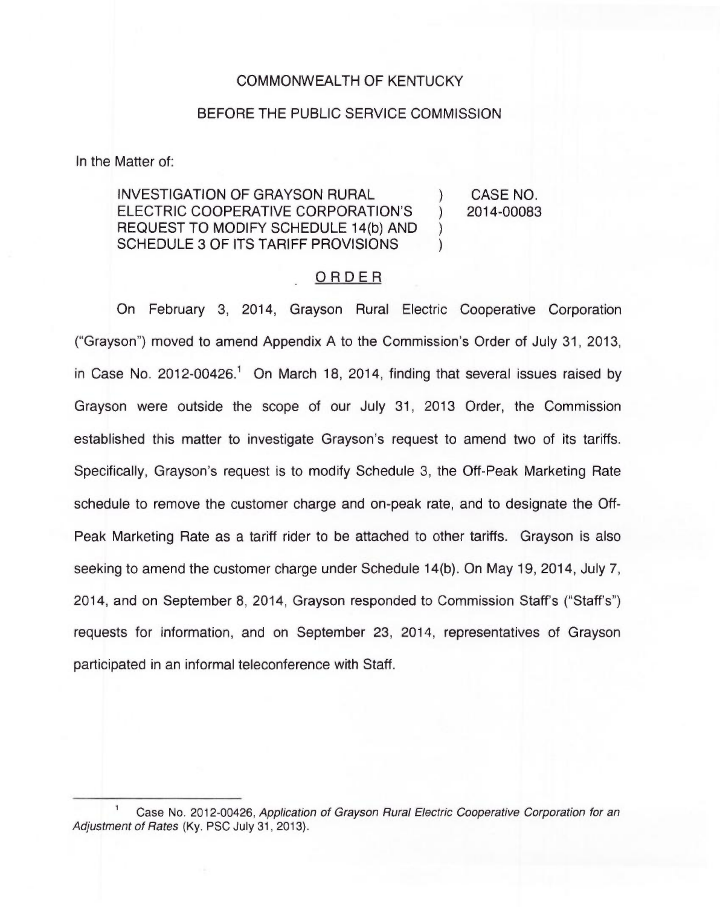COMMONWEALTH OF KENTUCKY

BEFORE THE PUBLIC SERVICE COMMISSION

In the Matter of:

| | | |
|---|---|---|
| INVESTIGATION OF GRAYSON RURAL ELECTRIC COOPERATIVE CORPORATION'S REQUEST TO MODIFY SCHEDULE 14(b) AND SCHEDULE 3 OF ITS TARIFF PROVISIONS | ) ) ) ) | CASE NO. 2014-00083 |

## ORDER

On February 3, 2014, Grayson Rural Electric Cooperative Corporation ("Grayson") moved to amend Appendix A to the Commission's Order of July 31, 2013, in Case No. 2012-00426.[1] On March 18, 2014, finding that several issues raised by Grayson were outside the scope of our July 31, 2013 Order, the Commission established this matter to investigate Grayson's request to amend two of its tariffs. Specifically, Grayson's request is to modify Schedule 3, the Off-Peak Marketing Rate schedule to remove the customer charge and on-peak rate, and to designate the Off-Peak Marketing Rate as a tariff rider to be attached to other tariffs. Grayson is also seeking to amend the customer charge under Schedule 14(b). On May 19, 2014, July 7, 2014, and on September 8, 2014, Grayson responded to Commission Staff's ("Staff's") requests for information, and on September 23, 2014, representatives of Grayson participated in an informal teleconference with Staff.

---

[1] Case No. 2012-00426, *Application of Grayson Rural Electric Cooperative Corporation for an Adjustment of Rates* (Ky. PSC July 31, 2013).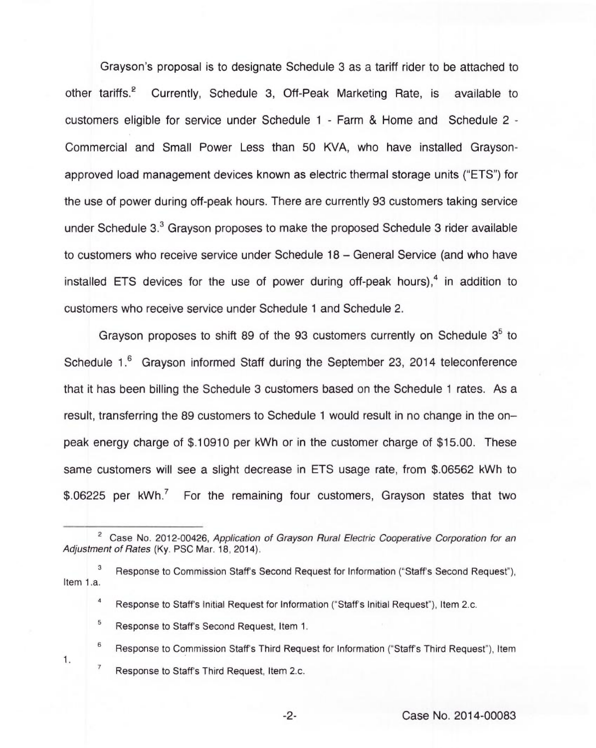Grayson's proposal is to designate Schedule 3 as a tariff rider to be attached to other tariffs.[2] Currently, Schedule 3, Off-Peak Marketing Rate, is available to customers eligible for service under Schedule 1 - Farm & Home and Schedule 2 - Commercial and Small Power Less than 50 KVA, who have installed Grayson-approved load management devices known as electric thermal storage units ("ETS") for the use of power during off-peak hours. There are currently 93 customers taking service under Schedule 3.[3] Grayson proposes to make the proposed Schedule 3 rider available to customers who receive service under Schedule 18 – General Service (and who have installed ETS devices for the use of power during off-peak hours),[4] in addition to customers who receive service under Schedule 1 and Schedule 2.

Grayson proposes to shift 89 of the 93 customers currently on Schedule 3[5] to Schedule 1.[6] Grayson informed Staff during the September 23, 2014 teleconference that it has been billing the Schedule 3 customers based on the Schedule 1 rates. As a result, transferring the 89 customers to Schedule 1 would result in no change in the on–peak energy charge of $.10910 per kWh or in the customer charge of $15.00. These same customers will see a slight decrease in ETS usage rate, from $.06562 kWh to $.06225 per kWh.[7] For the remaining four customers, Grayson states that two

---

[2] Case No. 2012-00426, *Application of Grayson Rural Electric Cooperative Corporation for an Adjustment of Rates* (Ky. PSC Mar. 18, 2014).

[3] Response to Commission Staff's Second Request for Information ("Staff's Second Request"), Item 1.a.

[4] Response to Staff's Initial Request for Information ("Staff's Initial Request"), Item 2.c.

[5] Response to Staff's Second Request, Item 1.

[6] Response to Commission Staff's Third Request for Information ("Staff's Third Request"), Item 1.

[7] Response to Staff's Third Request, Item 2.c.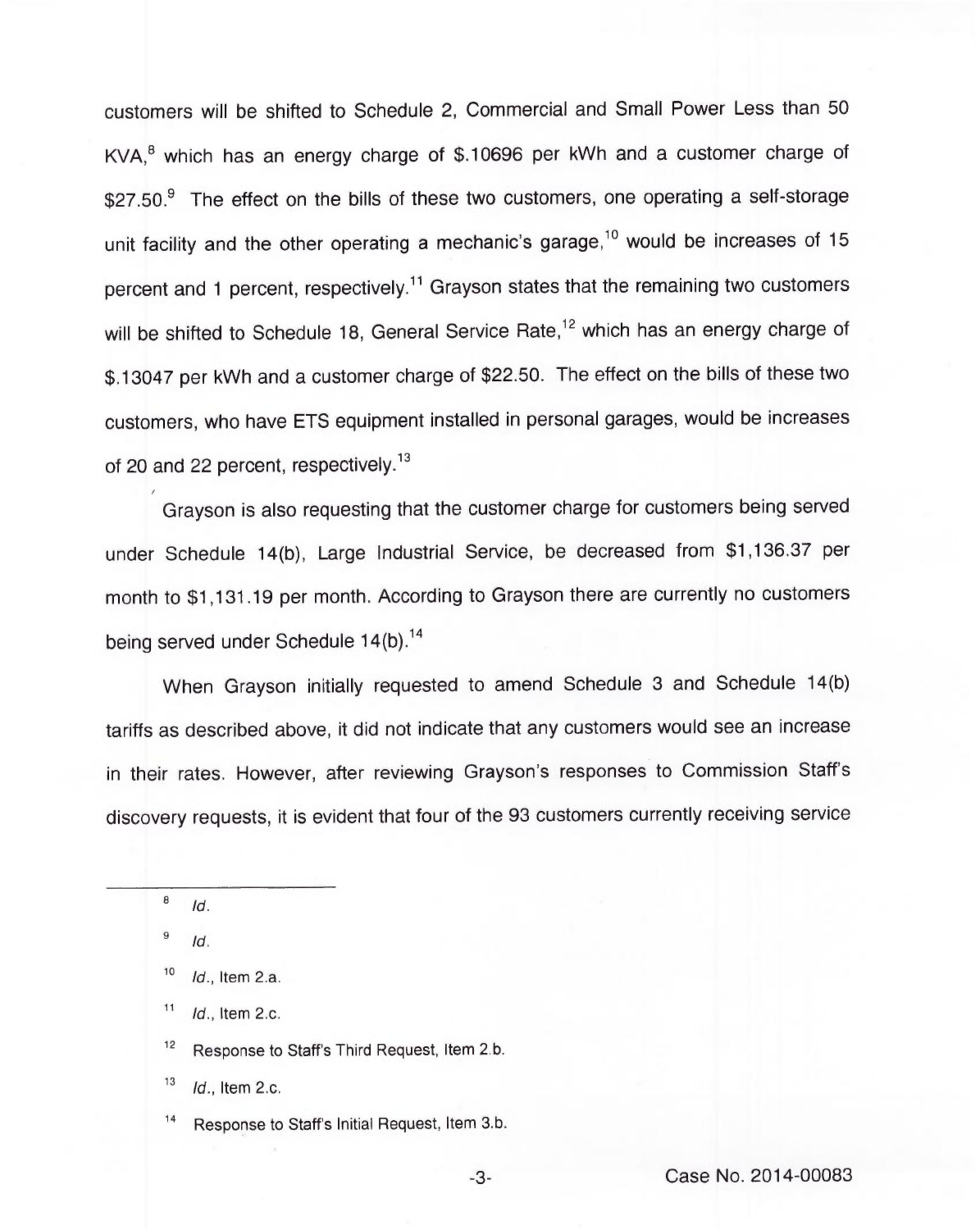customers will be shifted to Schedule 2, Commercial and Small Power Less than 50 KVA,[8] which has an energy charge of $.10696 per kWh and a customer charge of $27.50.[9] The effect on the bills of these two customers, one operating a self-storage unit facility and the other operating a mechanic's garage,[10] would be increases of 15 percent and 1 percent, respectively.[11] Grayson states that the remaining two customers will be shifted to Schedule 18, General Service Rate,[12] which has an energy charge of $.13047 per kWh and a customer charge of $22.50. The effect on the bills of these two customers, who have ETS equipment installed in personal garages, would be increases of 20 and 22 percent, respectively.[13]

Grayson is also requesting that the customer charge for customers being served under Schedule 14(b), Large Industrial Service, be decreased from $1,136.37 per month to $1,131.19 per month. According to Grayson there are currently no customers being served under Schedule 14(b).[14]

When Grayson initially requested to amend Schedule 3 and Schedule 14(b) tariffs as described above, it did not indicate that any customers would see an increase in their rates. However, after reviewing Grayson's responses to Commission Staff's discovery requests, it is evident that four of the 93 customers currently receiving service

---

[8] *Id.*

[9] *Id.*

[10] *Id.*, Item 2.a.

[11] *Id.*, Item 2.c.

[12] Response to Staff's Third Request, Item 2.b.

[13] *Id.*, Item 2.c.

[14] Response to Staff's Initial Request, Item 3.b.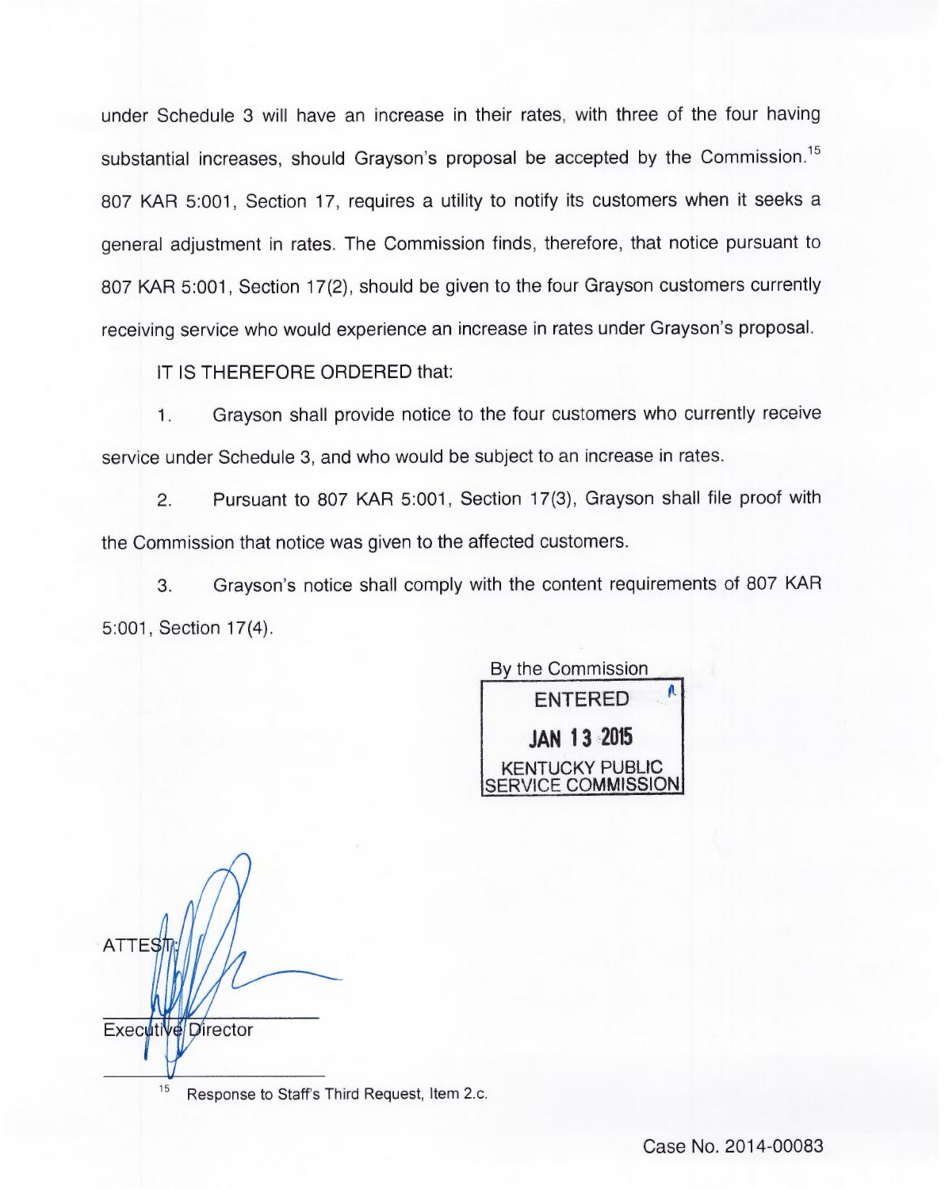under Schedule 3 will have an increase in their rates, with three of the four having substantial increases, should Grayson's proposal be accepted by the Commission.[15] 807 KAR 5:001, Section 17, requires a utility to notify its customers when it seeks a general adjustment in rates. The Commission finds, therefore, that notice pursuant to 807 KAR 5:001, Section 17(2), should be given to the four Grayson customers currently receiving service who would experience an increase in rates under Grayson's proposal.

IT IS THEREFORE ORDERED that:

1. Grayson shall provide notice to the four customers who currently receive service under Schedule 3, and who would be subject to an increase in rates.

2. Pursuant to 807 KAR 5:001, Section 17(3), Grayson shall file proof with the Commission that notice was given to the affected customers.

3. Grayson's notice shall comply with the content requirements of 807 KAR 5:001, Section 17(4).

By the Commission

ENTERED

JAN 13 2015

KENTUCKY PUBLIC SERVICE COMMISSION

ATTEST:

Executive Director

[15] Response to Staff's Third Request, Item 2.c.

Case No. 2014-00083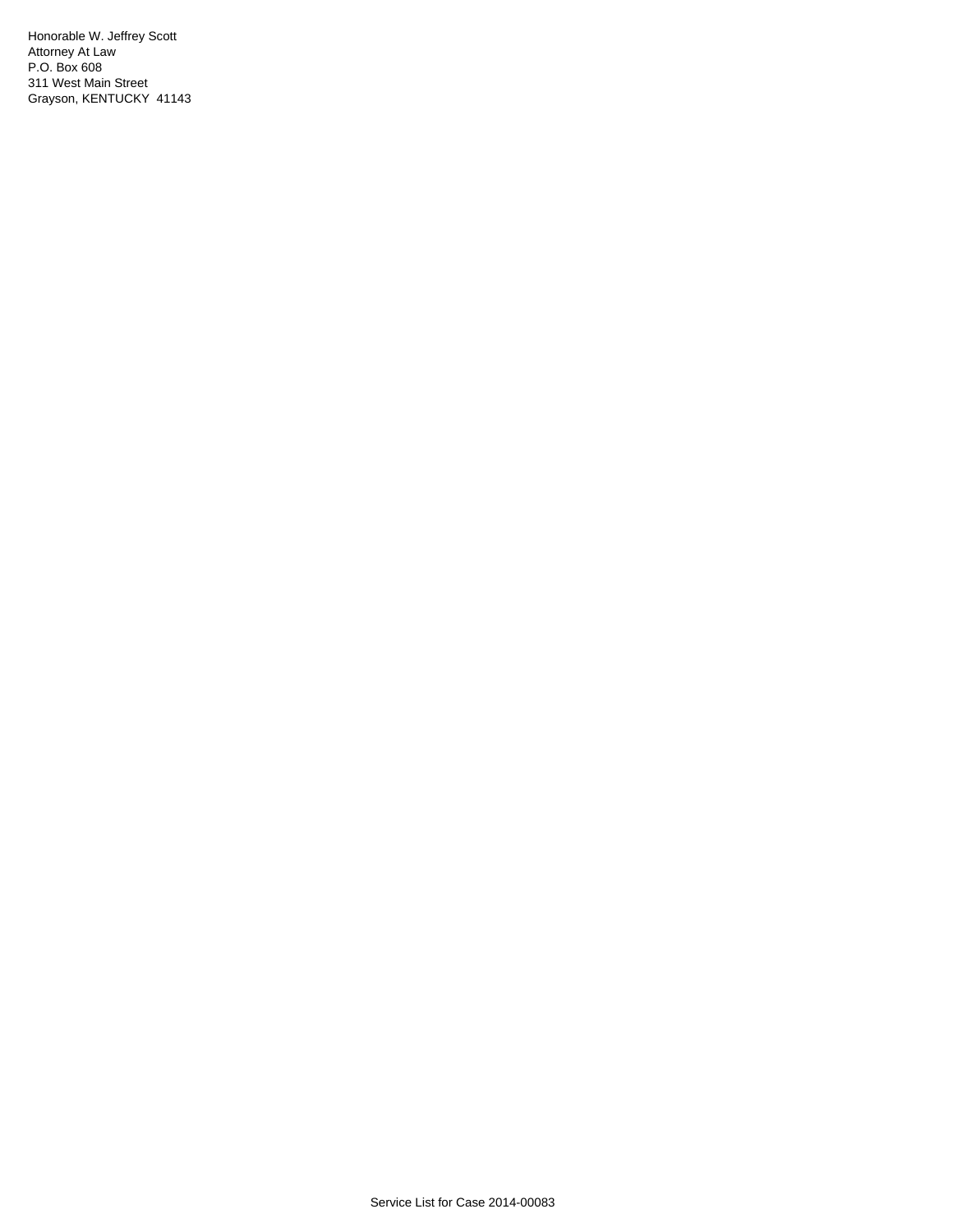Honorable W. Jeffrey Scott
Attorney At Law
P.O. Box 608
311 West Main Street
Grayson, KENTUCKY 41143